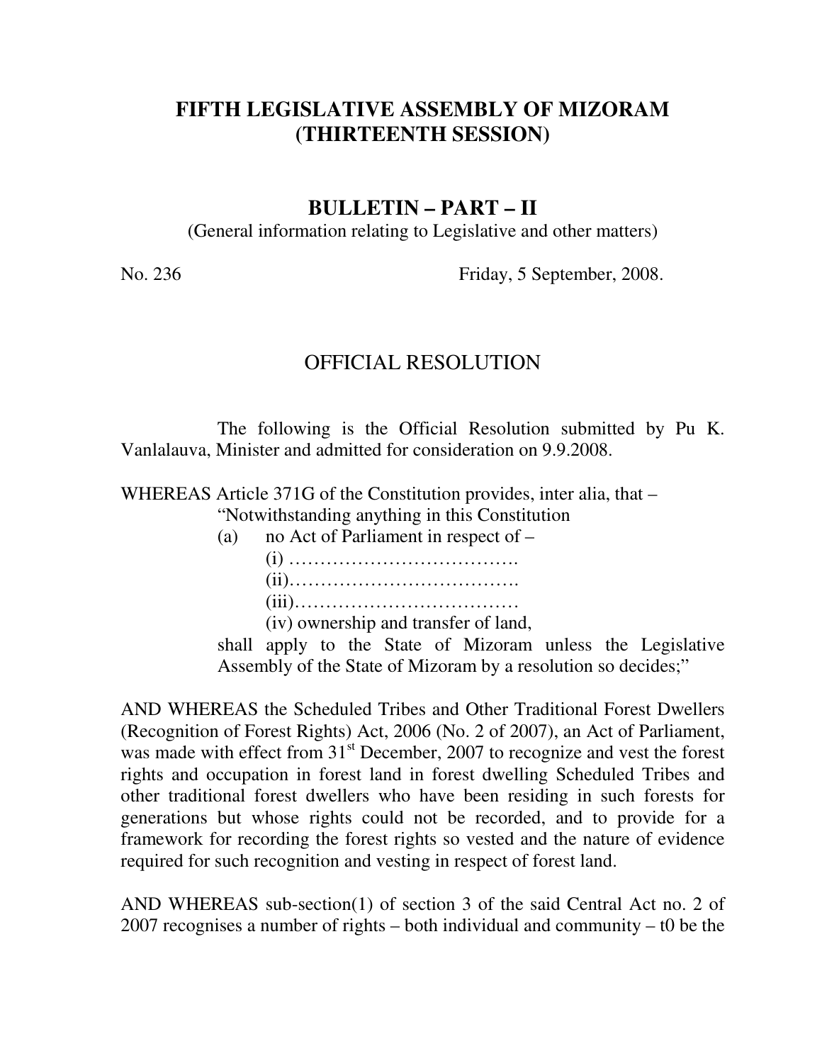# FIFTH LEGISLATIVE ASSEMBLY OF MIZORAM
# (THIRTEENTH SESSION)

## BULLETIN – PART – II

(General information relating to Legislative and other matters)

No. 236 Friday, 5 September, 2008.

## OFFICIAL RESOLUTION

The following is the Official Resolution submitted by Pu K. Vanlalauva, Minister and admitted for consideration on 9.9.2008.

WHEREAS Article 371G of the Constitution provides, inter alia, that –

"Notwithstanding anything in this Constitution

(a) no Act of Parliament in respect of –

(i) ……………………………….

(ii)……………………………….

(iii)………………………………

(iv) ownership and transfer of land,

shall apply to the State of Mizoram unless the Legislative Assembly of the State of Mizoram by a resolution so decides;"

AND WHEREAS the Scheduled Tribes and Other Traditional Forest Dwellers (Recognition of Forest Rights) Act, 2006 (No. 2 of 2007), an Act of Parliament, was made with effect from 31st December, 2007 to recognize and vest the forest rights and occupation in forest land in forest dwelling Scheduled Tribes and other traditional forest dwellers who have been residing in such forests for generations but whose rights could not be recorded, and to provide for a framework for recording the forest rights so vested and the nature of evidence required for such recognition and vesting in respect of forest land.

AND WHEREAS sub-section(1) of section 3 of the said Central Act no. 2 of 2007 recognises a number of rights – both individual and community – t0 be the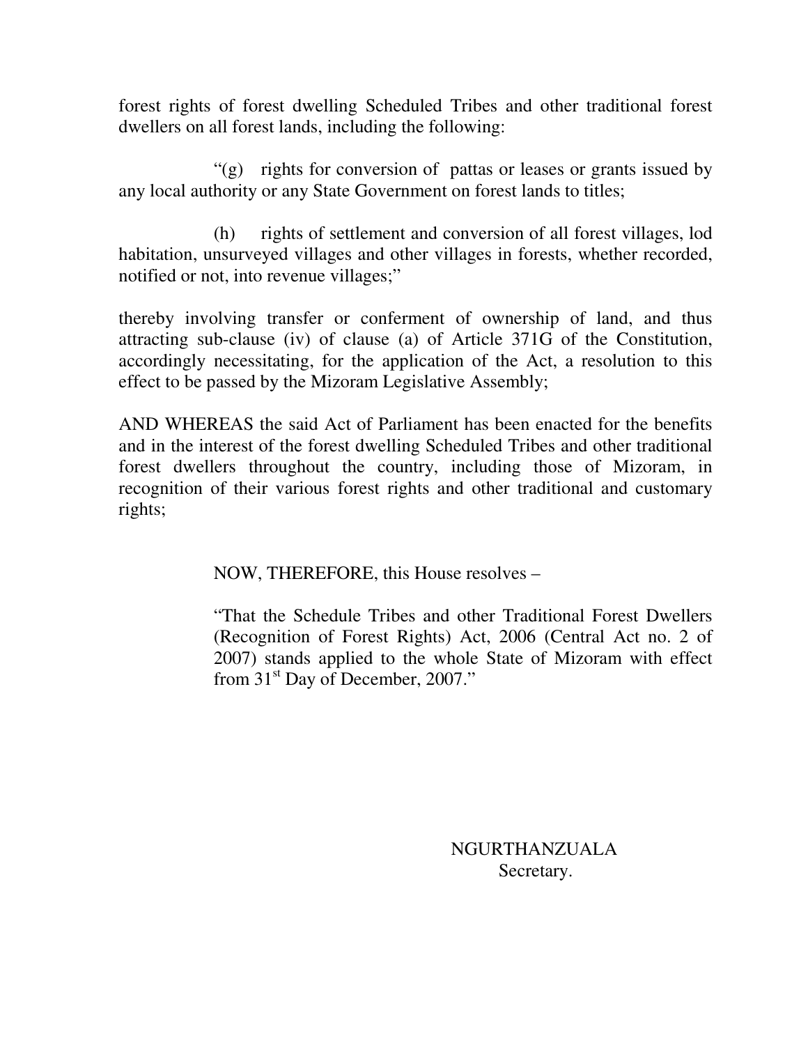forest rights of forest dwelling Scheduled Tribes and other traditional forest dwellers on all forest lands, including the following:

"(g) rights for conversion of pattas or leases or grants issued by any local authority or any State Government on forest lands to titles;

(h) rights of settlement and conversion of all forest villages, lod habitation, unsurveyed villages and other villages in forests, whether recorded, notified or not, into revenue villages;"

thereby involving transfer or conferment of ownership of land, and thus attracting sub-clause (iv) of clause (a) of Article 371G of the Constitution, accordingly necessitating, for the application of the Act, a resolution to this effect to be passed by the Mizoram Legislative Assembly;

AND WHEREAS the said Act of Parliament has been enacted for the benefits and in the interest of the forest dwelling Scheduled Tribes and other traditional forest dwellers throughout the country, including those of Mizoram, in recognition of their various forest rights and other traditional and customary rights;

NOW, THEREFORE, this House resolves –

"That the Schedule Tribes and other Traditional Forest Dwellers (Recognition of Forest Rights) Act, 2006 (Central Act no. 2 of 2007) stands applied to the whole State of Mizoram with effect from 31st Day of December, 2007."

NGURTHANZUALA
Secretary.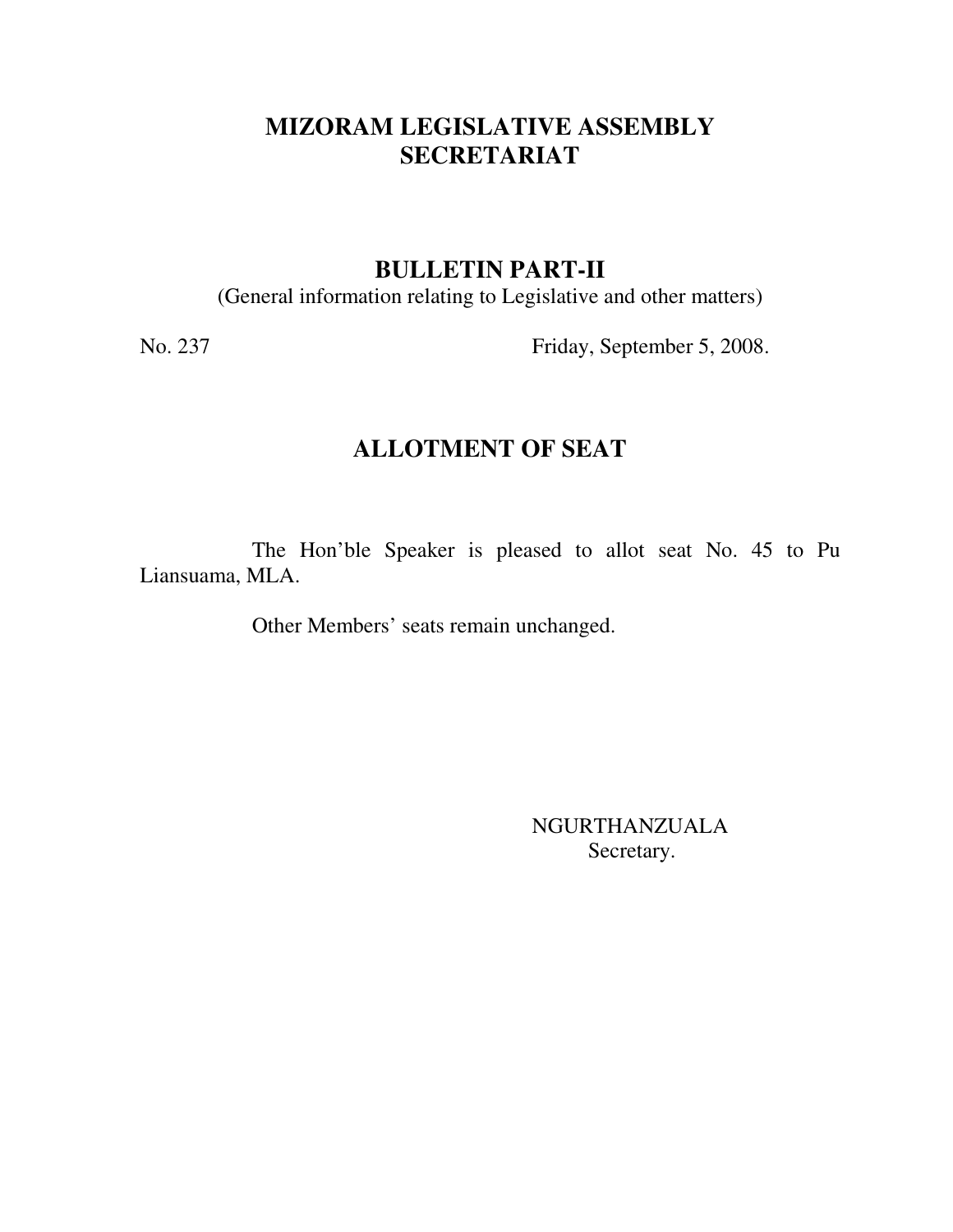# MIZORAM LEGISLATIVE ASSEMBLY SECRETARIAT

## BULLETIN PART-II

(General information relating to Legislative and other matters)

No. 237 Friday, September 5, 2008.

## ALLOTMENT OF SEAT

The Hon'ble Speaker is pleased to allot seat No. 45 to Pu Liansuama, MLA.

Other Members' seats remain unchanged.

NGURTHANZUALA
Secretary.